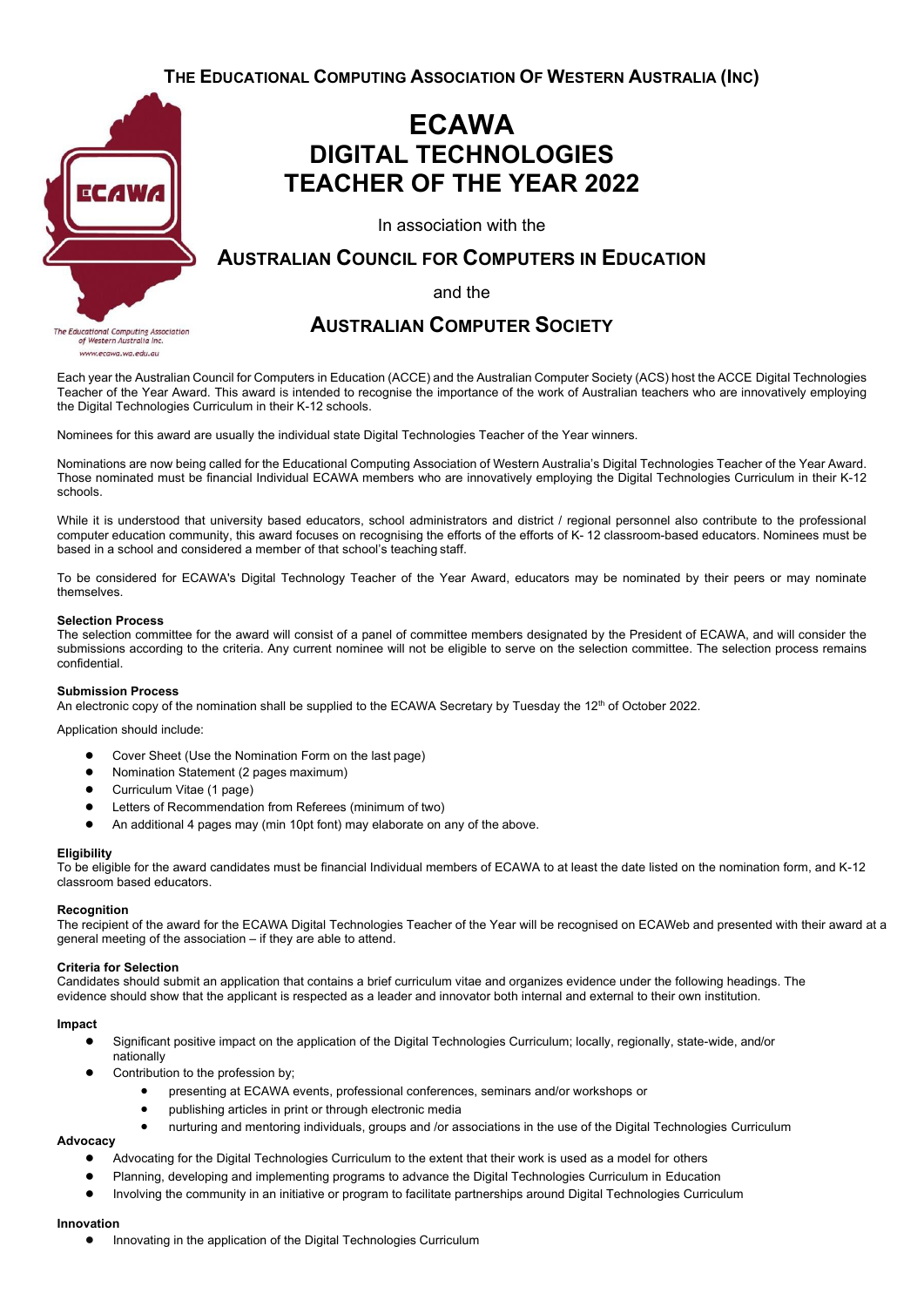**THE EDUCATIONAL COMPUTING ASSOCIATION OF WESTERN AUSTRALIA (INC)**

The Educational Computing Association of Western Australia Inc.
www.ecawa.wa.edu.au

# ECAWA DIGITAL TECHNOLOGIES TEACHER OF THE YEAR 2022

In association with the

## AUSTRALIAN COUNCIL FOR COMPUTERS IN EDUCATION

and the

## AUSTRALIAN COMPUTER SOCIETY

Each year the Australian Council for Computers in Education (ACCE) and the Australian Computer Society (ACS) host the ACCE Digital Technologies Teacher of the Year Award. This award is intended to recognise the importance of the work of Australian teachers who are innovatively employing the Digital Technologies Curriculum in their K-12 schools.

Nominees for this award are usually the individual state Digital Technologies Teacher of the Year winners.

Nominations are now being called for the Educational Computing Association of Western Australia's Digital Technologies Teacher of the Year Award. Those nominated must be financial Individual ECAWA members who are innovatively employing the Digital Technologies Curriculum in their K-12 schools.

While it is understood that university based educators, school administrators and district / regional personnel also contribute to the professional computer education community, this award focuses on recognising the efforts of the efforts of K- 12 classroom-based educators. Nominees must be based in a school and considered a member of that school's teaching staff.

To be considered for ECAWA's Digital Technology Teacher of the Year Award, educators may be nominated by their peers or may nominate themselves.

**Selection Process**
The selection committee for the award will consist of a panel of committee members designated by the President of ECAWA, and will consider the submissions according to the criteria. Any current nominee will not be eligible to serve on the selection committee. The selection process remains confidential.

**Submission Process**
An electronic copy of the nomination shall be supplied to the ECAWA Secretary by Tuesday the 12th of October 2022.

Application should include:

- Cover Sheet (Use the Nomination Form on the last page)
- Nomination Statement (2 pages maximum)
- Curriculum Vitae (1 page)
- Letters of Recommendation from Referees (minimum of two)
- An additional 4 pages may (min 10pt font) may elaborate on any of the above.

**Eligibility**
To be eligible for the award candidates must be financial Individual members of ECAWA to at least the date listed on the nomination form, and K-12 classroom based educators.

**Recognition**
The recipient of the award for the ECAWA Digital Technologies Teacher of the Year will be recognised on ECAWeb and presented with their award at a general meeting of the association – if they are able to attend.

**Criteria for Selection**
Candidates should submit an application that contains a brief curriculum vitae and organizes evidence under the following headings. The evidence should show that the applicant is respected as a leader and innovator both internal and external to their own institution.

**Impact**

- Significant positive impact on the application of the Digital Technologies Curriculum; locally, regionally, state-wide, and/or nationally
- Contribution to the profession by;
  - presenting at ECAWA events, professional conferences, seminars and/or workshops or
  - publishing articles in print or through electronic media
  - nurturing and mentoring individuals, groups and /or associations in the use of the Digital Technologies Curriculum

**Advocacy**

- Advocating for the Digital Technologies Curriculum to the extent that their work is used as a model for others
- Planning, developing and implementing programs to advance the Digital Technologies Curriculum in Education
- Involving the community in an initiative or program to facilitate partnerships around Digital Technologies Curriculum

**Innovation**

- Innovating in the application of the Digital Technologies Curriculum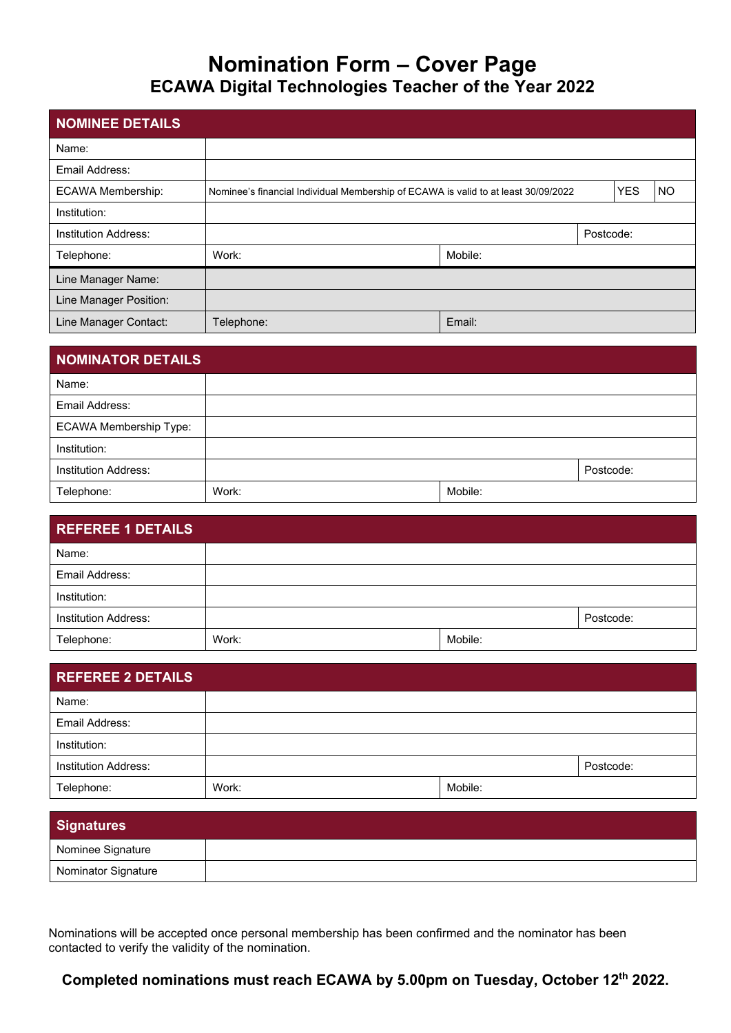# Nomination Form – Cover Page

## ECAWA Digital Technologies Teacher of the Year 2022

| NOMINEE DETAILS | | | | |
|---|---|---|---|---|
| Name: | | | | |
| Email Address: | | | | |
| ECAWA Membership: | Nominee's financial Individual Membership of ECAWA is valid to at least 30/09/2022 | | YES | NO |
| Institution: | | | | |
| Institution Address: | | | Postcode: | |
| Telephone: | Work: | Mobile: | | |
| Line Manager Name: | | | | |
| Line Manager Position: | | | | |
| Line Manager Contact: | Telephone: | Email: | | |

| NOMINATOR DETAILS | | | |
|---|---|---|---|
| Name: | | | |
| Email Address: | | | |
| ECAWA Membership Type: | | | |
| Institution: | | | |
| Institution Address: | | | Postcode: |
| Telephone: | Work: | Mobile: | |

| REFEREE 1 DETAILS | | | |
|---|---|---|---|
| Name: | | | |
| Email Address: | | | |
| Institution: | | | |
| Institution Address: | | | Postcode: |
| Telephone: | Work: | Mobile: | |

| REFEREE 2 DETAILS | | | |
|---|---|---|---|
| Name: | | | |
| Email Address: | | | |
| Institution: | | | |
| Institution Address: | | | Postcode: |
| Telephone: | Work: | Mobile: | |

| Signatures | |
|---|---|
| Nominee Signature | |
| Nominator Signature | |

Nominations will be accepted once personal membership has been confirmed and the nominator has been contacted to verify the validity of the nomination.

**Completed nominations must reach ECAWA by 5.00pm on Tuesday, October 12th 2022.**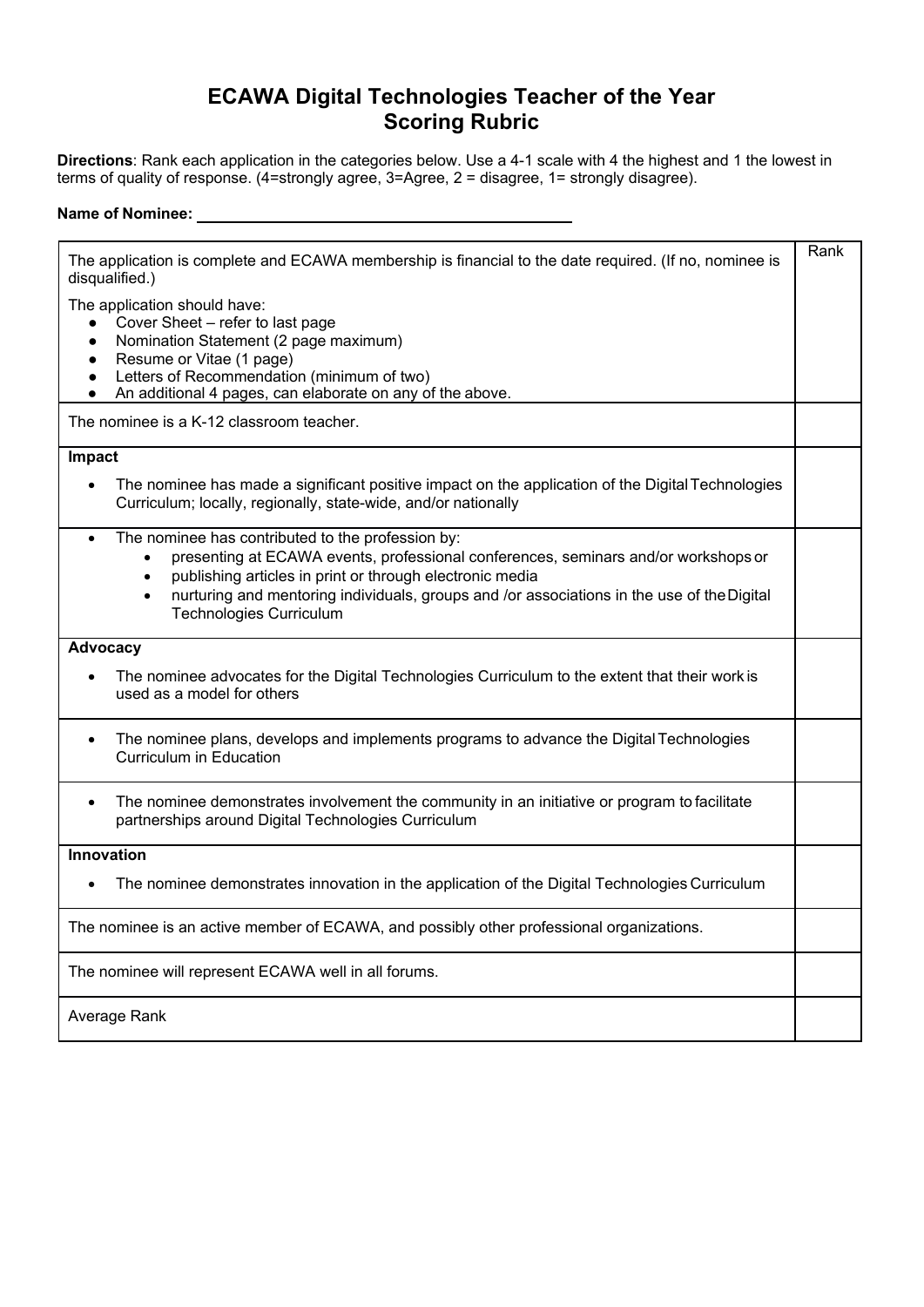# ECAWA Digital Technologies Teacher of the Year
# Scoring Rubric

**Directions**: Rank each application in the categories below. Use a 4-1 scale with 4 the highest and 1 the lowest in terms of quality of response. (4=strongly agree, 3=Agree, 2 = disagree, 1= strongly disagree).

**Name of Nominee:** ______________________________

| | Rank |
|---|---|
| The application is complete and ECAWA membership is financial to the date required. (If no, nominee is disqualified.)<br><br>The application should have:<br>• Cover Sheet – refer to last page<br>• Nomination Statement (2 page maximum)<br>• Resume or Vitae (1 page)<br>• Letters of Recommendation (minimum of two)<br>• An additional 4 pages, can elaborate on any of the above. | |
| The nominee is a K-12 classroom teacher. | |
| **Impact**<br>• The nominee has made a significant positive impact on the application of the Digital Technologies Curriculum; locally, regionally, state-wide, and/or nationally | |
| • The nominee has contributed to the profession by:<br>  ◦ presenting at ECAWA events, professional conferences, seminars and/or workshops or<br>  ◦ publishing articles in print or through electronic media<br>  ◦ nurturing and mentoring individuals, groups and /or associations in the use of the Digital Technologies Curriculum | |
| **Advocacy**<br>• The nominee advocates for the Digital Technologies Curriculum to the extent that their work is used as a model for others | |
| • The nominee plans, develops and implements programs to advance the Digital Technologies Curriculum in Education | |
| • The nominee demonstrates involvement the community in an initiative or program to facilitate partnerships around Digital Technologies Curriculum | |
| **Innovation**<br>• The nominee demonstrates innovation in the application of the Digital Technologies Curriculum | |
| The nominee is an active member of ECAWA, and possibly other professional organizations. | |
| The nominee will represent ECAWA well in all forums. | |
| Average Rank | |